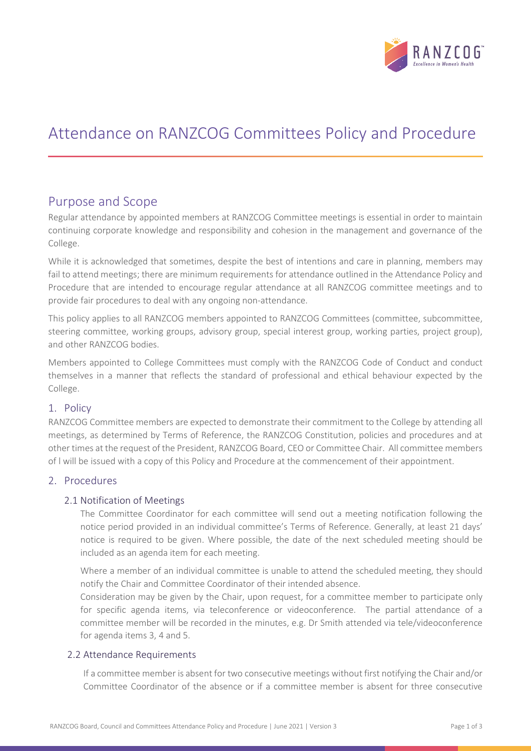# Attendance on RANZCOG Committees Policy and Procedure

## Purpose and Scope

Regular attendance by appointed members at RANZCOG Committee meetings is essential in order to maintain continuing corporate knowledge and responsibility and cohesion in the management and governance of the College.

While it is acknowledged that sometimes, despite the best of intentions and care in planning, members may fail to attend meetings; there are minimum requirements for attendance outlined in the Attendance Policy and Procedure that are intended to encourage regular attendance at all RANZCOG committee meetings and to provide fair procedures to deal with any ongoing non-attendance.

This policy applies to all RANZCOG members appointed to RANZCOG Committees (committee, subcommittee, steering committee, working groups, advisory group, special interest group, working parties, project group), and other RANZCOG bodies.

Members appointed to College Committees must comply with the RANZCOG Code of Conduct and conduct themselves in a manner that reflects the standard of professional and ethical behaviour expected by the College.

### 1. Policy

RANZCOG Committee members are expected to demonstrate their commitment to the College by attending all meetings, as determined by Terms of Reference, the RANZCOG Constitution, policies and procedures and at other times at the request of the President, RANZCOG Board, CEO or Committee Chair. All committee members of l will be issued with a copy of this Policy and Procedure at the commencement of their appointment.

### 2. Procedures

#### 2.1 Notification of Meetings

The Committee Coordinator for each committee will send out a meeting notification following the notice period provided in an individual committee's Terms of Reference. Generally, at least 21 days' notice is required to be given. Where possible, the date of the next scheduled meeting should be included as an agenda item for each meeting.

Where a member of an individual committee is unable to attend the scheduled meeting, they should notify the Chair and Committee Coordinator of their intended absence.

Consideration may be given by the Chair, upon request, for a committee member to participate only for specific agenda items, via teleconference or videoconference. The partial attendance of a committee member will be recorded in the minutes, e.g. Dr Smith attended via tele/videoconference for agenda items 3, 4 and 5.

#### 2.2 Attendance Requirements

If a committee member is absent for two consecutive meetings without first notifying the Chair and/or Committee Coordinator of the absence or if a committee member is absent for three consecutive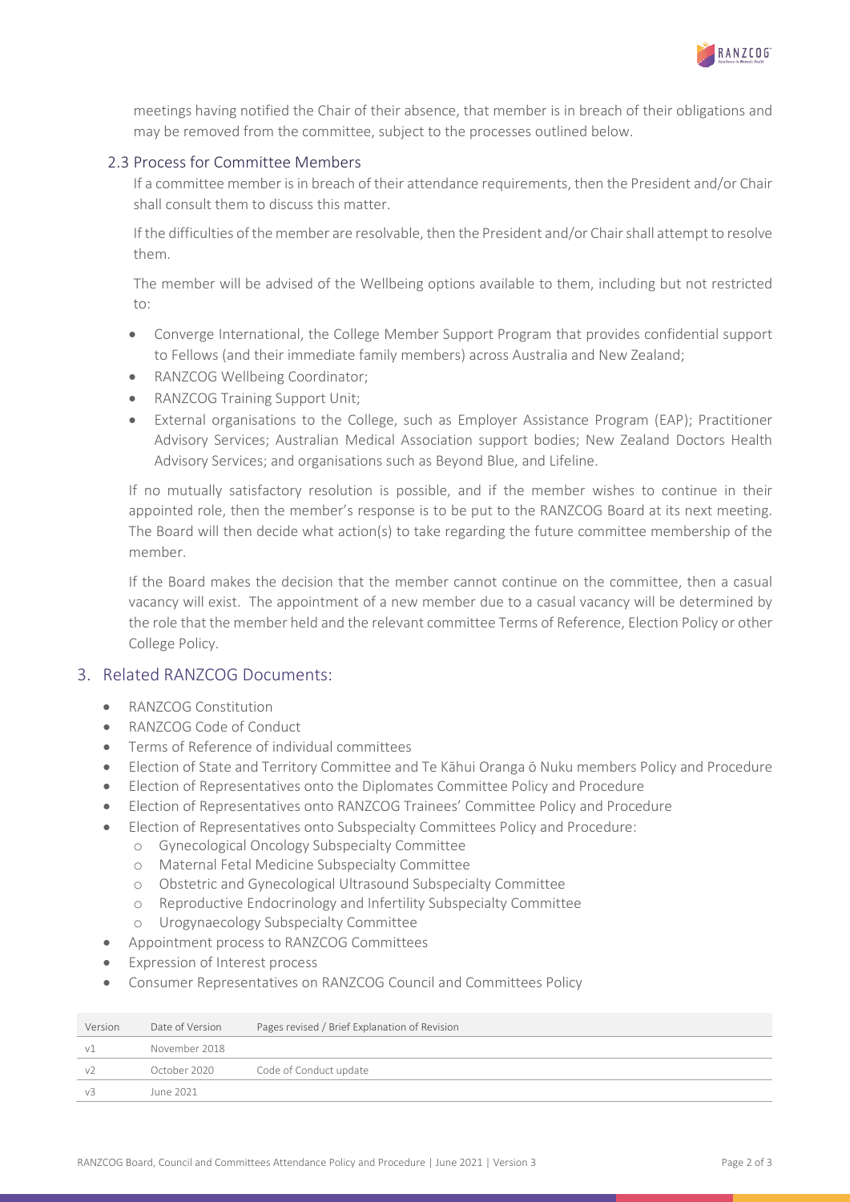meetings having notified the Chair of their absence, that member is in breach of their obligations and may be removed from the committee, subject to the processes outlined below.

### 2.3 Process for Committee Members

If a committee member is in breach of their attendance requirements, then the President and/or Chair shall consult them to discuss this matter.

If the difficulties of the member are resolvable, then the President and/or Chair shall attempt to resolve them.

The member will be advised of the Wellbeing options available to them, including but not restricted to:

- Converge International, the College Member Support Program that provides confidential support to Fellows (and their immediate family members) across Australia and New Zealand;
- RANZCOG Wellbeing Coordinator;
- RANZCOG Training Support Unit;
- External organisations to the College, such as Employer Assistance Program (EAP); Practitioner Advisory Services; Australian Medical Association support bodies; New Zealand Doctors Health Advisory Services; and organisations such as Beyond Blue, and Lifeline.

If no mutually satisfactory resolution is possible, and if the member wishes to continue in their appointed role, then the member's response is to be put to the RANZCOG Board at its next meeting. The Board will then decide what action(s) to take regarding the future committee membership of the member.

If the Board makes the decision that the member cannot continue on the committee, then a casual vacancy will exist. The appointment of a new member due to a casual vacancy will be determined by the role that the member held and the relevant committee Terms of Reference, Election Policy or other College Policy.

## 3. Related RANZCOG Documents:

- RANZCOG Constitution
- RANZCOG Code of Conduct
- Terms of Reference of individual committees
- Election of State and Territory Committee and Te Kāhui Oranga ō Nuku members Policy and Procedure
- Election of Representatives onto the Diplomates Committee Policy and Procedure
- Election of Representatives onto RANZCOG Trainees' Committee Policy and Procedure
- Election of Representatives onto Subspecialty Committees Policy and Procedure:
  - Gynecological Oncology Subspecialty Committee
  - Maternal Fetal Medicine Subspecialty Committee
  - Obstetric and Gynecological Ultrasound Subspecialty Committee
  - Reproductive Endocrinology and Infertility Subspecialty Committee
  - Urogynaecology Subspecialty Committee
- Appointment process to RANZCOG Committees
- Expression of Interest process
- Consumer Representatives on RANZCOG Council and Committees Policy

| Version | Date of Version | Pages revised / Brief Explanation of Revision |
|---|---|---|
| v1 | November 2018 | |
| v2 | October 2020 | Code of Conduct update |
| v3 | June 2021 | |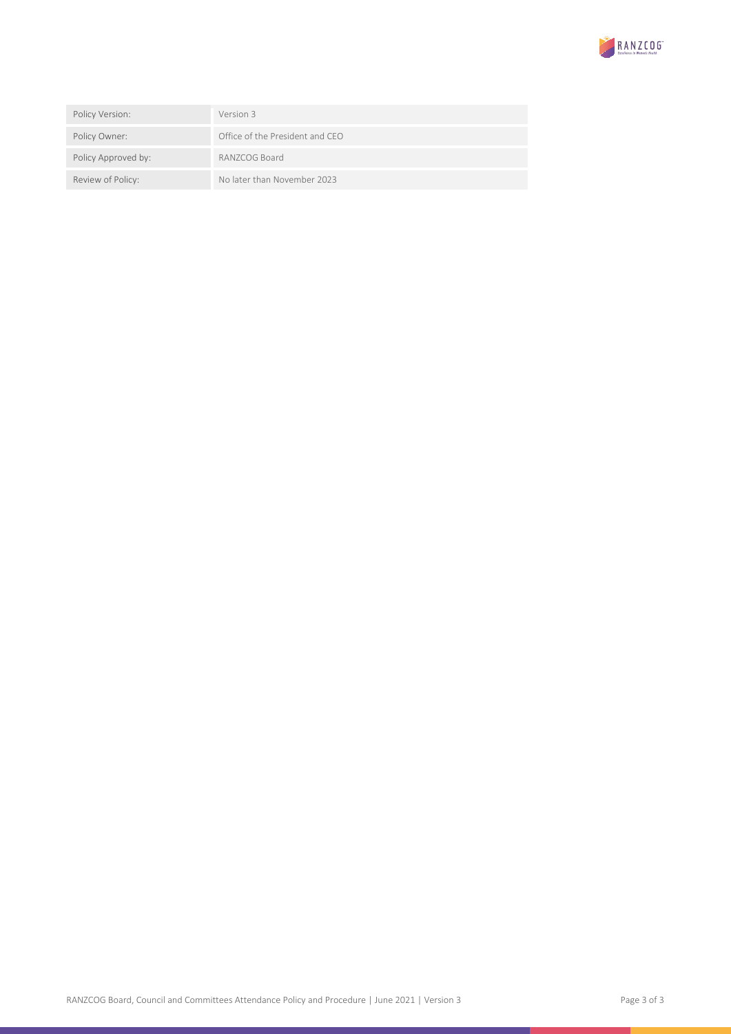| | |
|---|---|
| Policy Version: | Version 3 |
| Policy Owner: | Office of the President and CEO |
| Policy Approved by: | RANZCOG Board |
| Review of Policy: | No later than November 2023 |